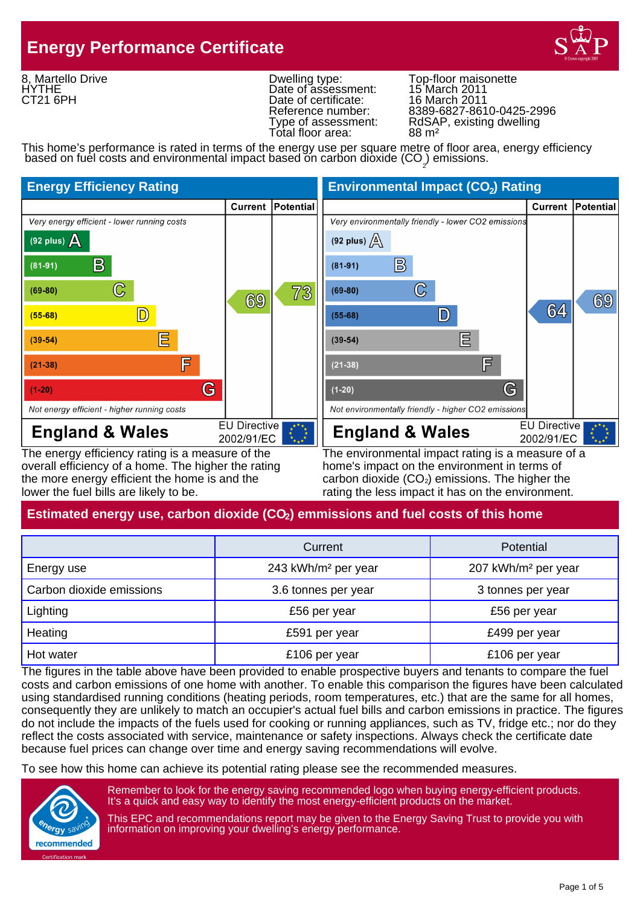# Energy Performance Certificate

8, Martello Drive
HYTHE
CT21 6PH

| | |
|---|---|
| Dwelling type: | Top-floor maisonette |
| Date of assessment: | 15 March 2011 |
| Date of certificate: | 16 March 2011 |
| Reference number: | 8389-6827-8610-0425-2996 |
| Type of assessment: | RdSAP, existing dwelling |
| Total floor area: | 88 m² |

This home's performance is rated in terms of the energy use per square metre of floor area, energy efficiency based on fuel costs and environmental impact based on carbon dioxide ($CO_2$) emissions.

## Energy Efficiency Rating

| | Current | Potential |
|---|---|---|
| *Very energy efficient - lower running costs* | | |
| (92 plus) A | | |
| (81-91) B | | |
| (69-80) C | 69 | 73 |
| (55-68) D | | |
| (39-54) E | | |
| (21-38) F | | |
| (1-20) G | | |
| *Not energy efficient - higher running costs* | | |

**England & Wales** — EU Directive 2002/91/EC

The energy efficiency rating is a measure of the overall efficiency of a home. The higher the rating the more energy efficient the home is and the lower the fuel bills are likely to be.

## Environmental Impact ($CO_2$) Rating

| | Current | Potential |
|---|---|---|
| *Very environmentally friendly - lower CO2 emissions* | | |
| (92 plus) A | | |
| (81-91) B | | |
| (69-80) C | | 69 |
| (55-68) D | 64 | |
| (39-54) E | | |
| (21-38) F | | |
| (1-20) G | | |
| *Not environmentally friendly - higher CO2 emissions* | | |

**England & Wales** — EU Directive 2002/91/EC

The environmental impact rating is a measure of a home's impact on the environment in terms of carbon dioxide ($CO_2$) emissions. The higher the rating the less impact it has on the environment.

## Estimated energy use, carbon dioxide ($CO_2$) emmissions and fuel costs of this home

| | Current | Potential |
|---|---|---|
| Energy use | 243 kWh/m² per year | 207 kWh/m² per year |
| Carbon dioxide emissions | 3.6 tonnes per year | 3 tonnes per year |
| Lighting | £56 per year | £56 per year |
| Heating | £591 per year | £499 per year |
| Hot water | £106 per year | £106 per year |

The figures in the table above have been provided to enable prospective buyers and tenants to compare the fuel costs and carbon emissions of one home with another. To enable this comparison the figures have been calculated using standardised running conditions (heating periods, room temperatures, etc.) that are the same for all homes, consequently they are unlikely to match an occupier's actual fuel bills and carbon emissions in practice. The figures do not include the impacts of the fuels used for cooking or running appliances, such as TV, fridge etc.; nor do they reflect the costs associated with service, maintenance or safety inspections. Always check the certificate date because fuel prices can change over time and energy saving recommendations will evolve.

To see how this home can achieve its potential rating please see the recommended measures.

Remember to look for the energy saving recommended logo when buying energy-efficient products. It's a quick and easy way to identify the most energy-efficient products on the market.

This EPC and recommendations report may be given to the Energy Saving Trust to provide you with information on improving your dwelling's energy performance.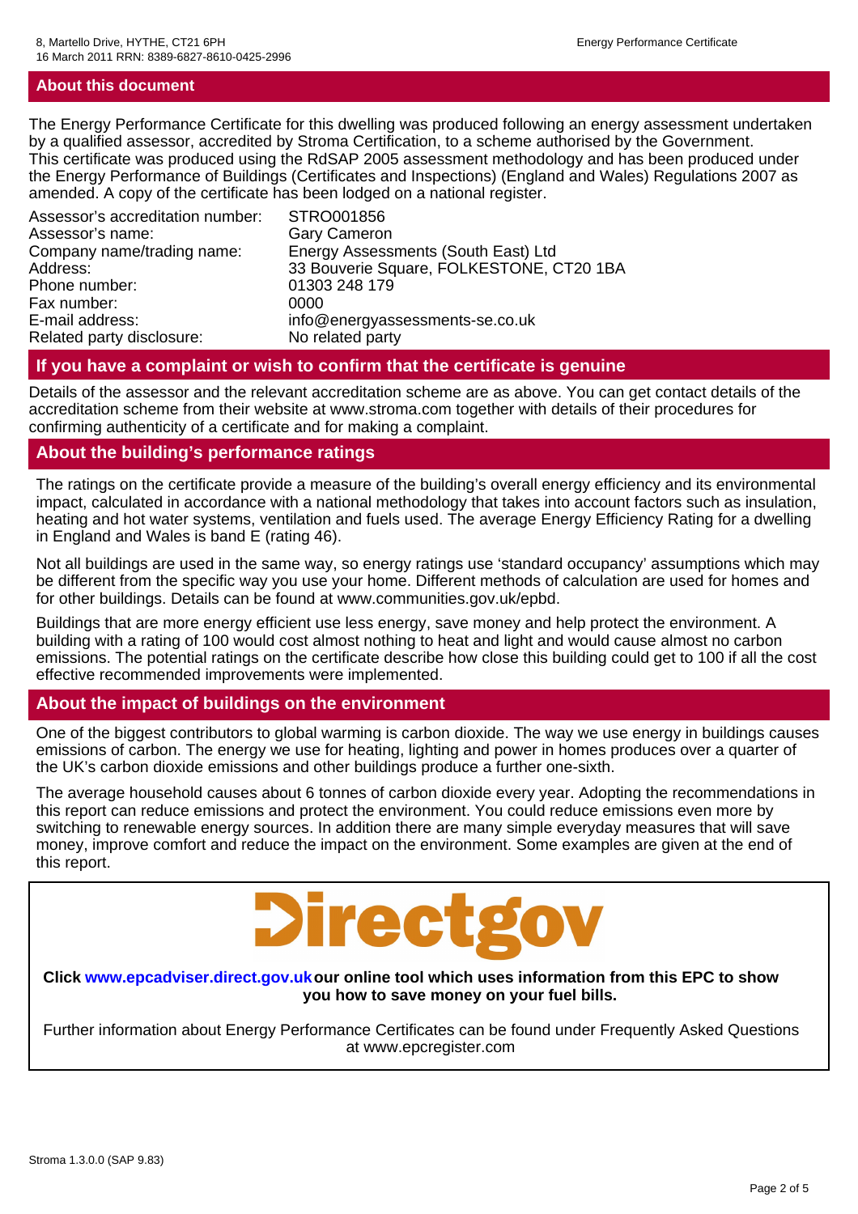## About this document

The Energy Performance Certificate for this dwelling was produced following an energy assessment undertaken by a qualified assessor, accredited by Stroma Certification, to a scheme authorised by the Government. This certificate was produced using the RdSAP 2005 assessment methodology and has been produced under the Energy Performance of Buildings (Certificates and Inspections) (England and Wales) Regulations 2007 as amended. A copy of the certificate has been lodged on a national register.

| | |
|---|---|
| Assessor's accreditation number: | STRO001856 |
| Assessor's name: | Gary Cameron |
| Company name/trading name: | Energy Assessments (South East) Ltd |
| Address: | 33 Bouverie Square, FOLKESTONE, CT20 1BA |
| Phone number: | 01303 248 179 |
| Fax number: | 0000 |
| E-mail address: | info@energyassessments-se.co.uk |
| Related party disclosure: | No related party |

## If you have a complaint or wish to confirm that the certificate is genuine

Details of the assessor and the relevant accreditation scheme are as above. You can get contact details of the accreditation scheme from their website at www.stroma.com together with details of their procedures for confirming authenticity of a certificate and for making a complaint.

## About the building's performance ratings

The ratings on the certificate provide a measure of the building's overall energy efficiency and its environmental impact, calculated in accordance with a national methodology that takes into account factors such as insulation, heating and hot water systems, ventilation and fuels used. The average Energy Efficiency Rating for a dwelling in England and Wales is band E (rating 46).

Not all buildings are used in the same way, so energy ratings use 'standard occupancy' assumptions which may be different from the specific way you use your home. Different methods of calculation are used for homes and for other buildings. Details can be found at www.communities.gov.uk/epbd.

Buildings that are more energy efficient use less energy, save money and help protect the environment. A building with a rating of 100 would cost almost nothing to heat and light and would cause almost no carbon emissions. The potential ratings on the certificate describe how close this building could get to 100 if all the cost effective recommended improvements were implemented.

## About the impact of buildings on the environment

One of the biggest contributors to global warming is carbon dioxide. The way we use energy in buildings causes emissions of carbon. The energy we use for heating, lighting and power in homes produces over a quarter of the UK's carbon dioxide emissions and other buildings produce a further one-sixth.

The average household causes about 6 tonnes of carbon dioxide every year. Adopting the recommendations in this report can reduce emissions and protect the environment. You could reduce emissions even more by switching to renewable energy sources. In addition there are many simple everyday measures that will save money, improve comfort and reduce the impact on the environment. Some examples are given at the end of this report.

**Directgov**

**Click www.epcadviser.direct.gov.uk our online tool which uses information from this EPC to show you how to save money on your fuel bills.**

Further information about Energy Performance Certificates can be found under Frequently Asked Questions at www.epcregister.com

Stroma 1.3.0.0 (SAP 9.83)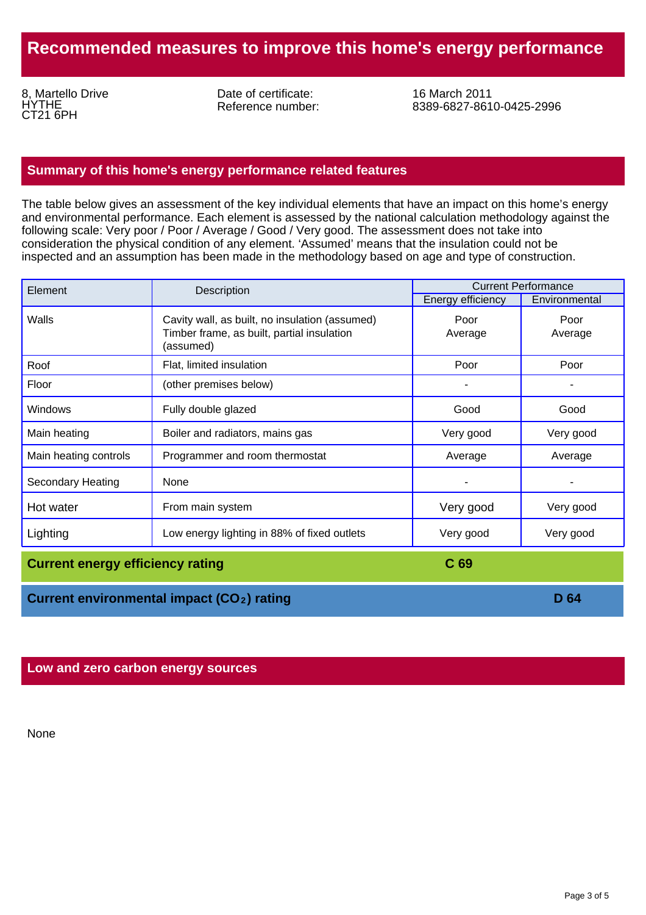# Recommended measures to improve this home's energy performance

8, Martello Drive
HYTHE
CT21 6PH

Date of certificate: 16 March 2011
Reference number: 8389-6827-8610-0425-2996

## Summary of this home's energy performance related features

The table below gives an assessment of the key individual elements that have an impact on this home's energy and environmental performance. Each element is assessed by the national calculation methodology against the following scale: Very poor / Poor / Average / Good / Very good. The assessment does not take into consideration the physical condition of any element. 'Assumed' means that the insulation could not be inspected and an assumption has been made in the methodology based on age and type of construction.

| Element | Description | Current Performance | |
|---|---|---|---|
| | | Energy efficiency | Environmental |
| Walls | Cavity wall, as built, no insulation (assumed)<br>Timber frame, as built, partial insulation (assumed) | Poor<br>Average | Poor<br>Average |
| Roof | Flat, limited insulation | Poor | Poor |
| Floor | (other premises below) | - | - |
| Windows | Fully double glazed | Good | Good |
| Main heating | Boiler and radiators, mains gas | Very good | Very good |
| Main heating controls | Programmer and room thermostat | Average | Average |
| Secondary Heating | None | - | - |
| Hot water | From main system | Very good | Very good |
| Lighting | Low energy lighting in 88% of fixed outlets | Very good | Very good |

**Current energy efficiency rating** **C 69**

**Current environmental impact ($CO_2$) rating** **D 64**

## Low and zero carbon energy sources

None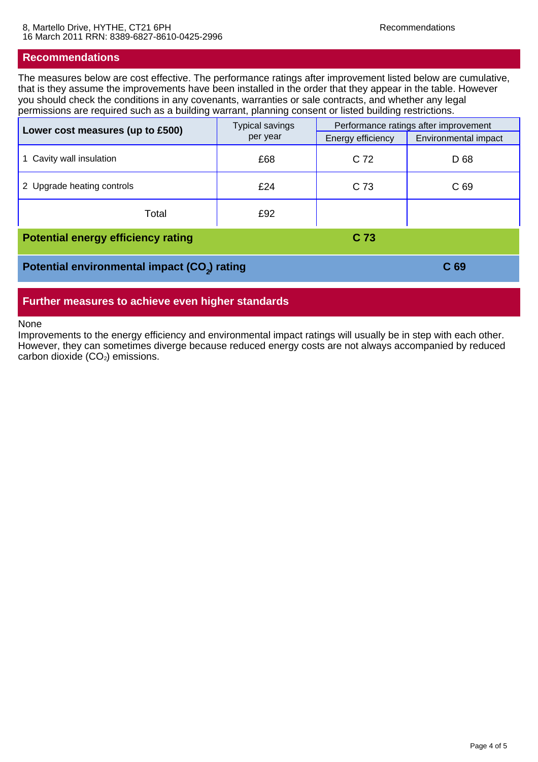## Recommendations

The measures below are cost effective. The performance ratings after improvement listed below are cumulative, that is they assume the improvements have been installed in the order that they appear in the table. However you should check the conditions in any covenants, warranties or sale contracts, and whether any legal permissions are required such as a building warrant, planning consent or listed building restrictions.

| Lower cost measures (up to £500) | Typical savings per year | Performance ratings after improvement | |
|---|---|---|---|
| | | Energy efficiency | Environmental impact |
| 1 Cavity wall insulation | £68 | C 72 | D 68 |
| 2 Upgrade heating controls | £24 | C 73 | C 69 |
| Total | £92 | | |

**Potential energy efficiency rating** **C 73**

**Potential environmental impact ($CO_2$) rating** **C 69**

## Further measures to achieve even higher standards

None

Improvements to the energy efficiency and environmental impact ratings will usually be in step with each other. However, they can sometimes diverge because reduced energy costs are not always accompanied by reduced carbon dioxide ($CO_2$) emissions.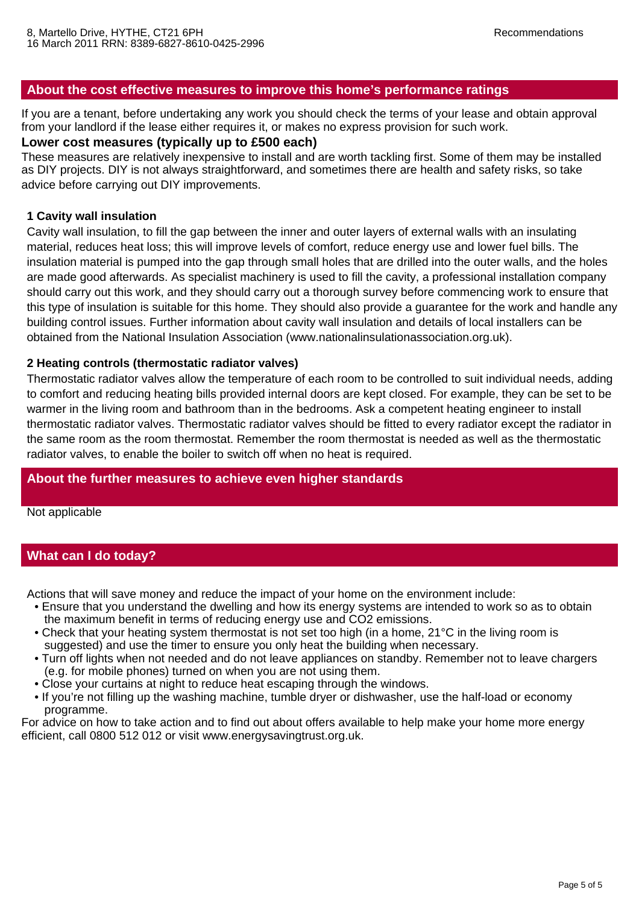## About the cost effective measures to improve this home's performance ratings

If you are a tenant, before undertaking any work you should check the terms of your lease and obtain approval from your landlord if the lease either requires it, or makes no express provision for such work.

### Lower cost measures (typically up to £500 each)

These measures are relatively inexpensive to install and are worth tackling first. Some of them may be installed as DIY projects. DIY is not always straightforward, and sometimes there are health and safety risks, so take advice before carrying out DIY improvements.

**1 Cavity wall insulation**

Cavity wall insulation, to fill the gap between the inner and outer layers of external walls with an insulating material, reduces heat loss; this will improve levels of comfort, reduce energy use and lower fuel bills. The insulation material is pumped into the gap through small holes that are drilled into the outer walls, and the holes are made good afterwards. As specialist machinery is used to fill the cavity, a professional installation company should carry out this work, and they should carry out a thorough survey before commencing work to ensure that this type of insulation is suitable for this home. They should also provide a guarantee for the work and handle any building control issues. Further information about cavity wall insulation and details of local installers can be obtained from the National Insulation Association (www.nationalinsulationassociation.org.uk).

**2 Heating controls (thermostatic radiator valves)**

Thermostatic radiator valves allow the temperature of each room to be controlled to suit individual needs, adding to comfort and reducing heating bills provided internal doors are kept closed. For example, they can be set to be warmer in the living room and bathroom than in the bedrooms. Ask a competent heating engineer to install thermostatic radiator valves. Thermostatic radiator valves should be fitted to every radiator except the radiator in the same room as the room thermostat. Remember the room thermostat is needed as well as the thermostatic radiator valves, to enable the boiler to switch off when no heat is required.

## About the further measures to achieve even higher standards

Not applicable

## What can I do today?

Actions that will save money and reduce the impact of your home on the environment include:

- Ensure that you understand the dwelling and how its energy systems are intended to work so as to obtain the maximum benefit in terms of reducing energy use and $CO_2$ emissions.
- Check that your heating system thermostat is not set too high (in a home, 21°C in the living room is suggested) and use the timer to ensure you only heat the building when necessary.
- Turn off lights when not needed and do not leave appliances on standby. Remember not to leave chargers (e.g. for mobile phones) turned on when you are not using them.
- Close your curtains at night to reduce heat escaping through the windows.
- If you're not filling up the washing machine, tumble dryer or dishwasher, use the half-load or economy programme.

For advice on how to take action and to find out about offers available to help make your home more energy efficient, call 0800 512 012 or visit www.energysavingtrust.org.uk.